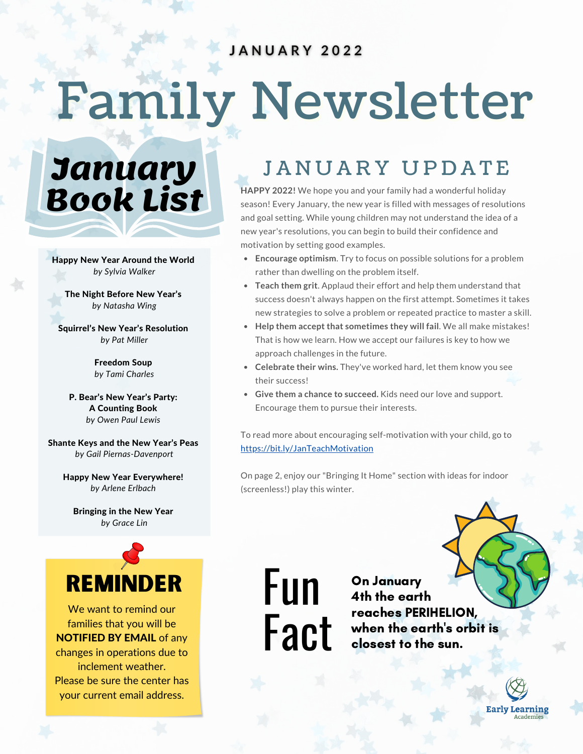JANUARY 2022

# Family Newsletter

## January Book List

**Happy New Year Around the World**
*by Sylvia Walker*

**The Night Before New Year's**
*by Natasha Wing*

**Squirrel's New Year's Resolution**
*by Pat Miller*

**Freedom Soup**
*by Tami Charles*

**P. Bear's New Year's Party: A Counting Book**
*by Owen Paul Lewis*

**Shante Keys and the New Year's Peas**
*by Gail Piernas-Davenport*

**Happy New Year Everywhere!**
*by Arlene Erlbach*

**Bringing in the New Year**
*by Grace Lin*

## REMINDER

We want to remind our families that you will be **NOTIFIED BY EMAIL** of any changes in operations due to inclement weather. Please be sure the center has your current email address.

## JANUARY UPDATE

**HAPPY 2022!** We hope you and your family had a wonderful holiday season! Every January, the new year is filled with messages of resolutions and goal setting. While young children may not understand the idea of a new year's resolutions, you can begin to build their confidence and motivation by setting good examples.

- **Encourage optimism**. Try to focus on possible solutions for a problem rather than dwelling on the problem itself.
- **Teach them grit**. Applaud their effort and help them understand that success doesn't always happen on the first attempt. Sometimes it takes new strategies to solve a problem or repeated practice to master a skill.
- **Help them accept that sometimes they will fail**. We all make mistakes! That is how we learn. How we accept our failures is key to how we approach challenges in the future.
- **Celebrate their wins.** They've worked hard, let them know you see their success!
- **Give them a chance to succeed.** Kids need our love and support. Encourage them to pursue their interests.

To read more about encouraging self-motivation with your child, go to https://bit.ly/JanTeachMotivation

On page 2, enjoy our "Bringing It Home" section with ideas for indoor (screenless!) play this winter.

## Fun Fact

**On January 4th the earth reaches PERIHELION, when the earth's orbit is closest to the sun.**

Early Learning Academies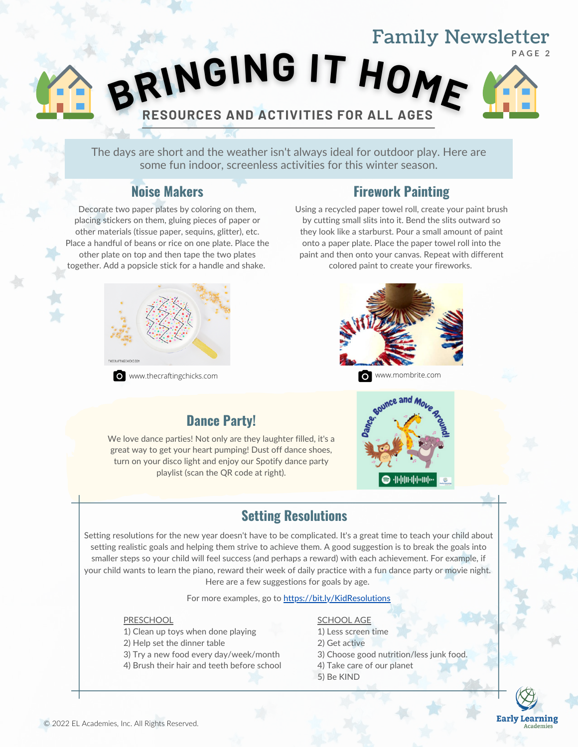# BRINGING IT HOME

RESOURCES AND ACTIVITIES FOR ALL AGES

The days are short and the weather isn't always ideal for outdoor play. Here are some fun indoor, screenless activities for this winter season.

## Noise Makers

Decorate two paper plates by coloring on them, placing stickers on them, gluing pieces of paper or other materials (tissue paper, sequins, glitter), etc. Place a handful of beans or rice on one plate. Place the other plate on top and then tape the two plates together. Add a popsicle stick for a handle and shake.

www.thecraftingchicks.com

## Firework Painting

Using a recycled paper towel roll, create your paint brush by cutting small slits into it. Bend the slits outward so they look like a starburst. Pour a small amount of paint onto a paper plate. Place the paper towel roll into the paint and then onto your canvas. Repeat with different colored paint to create your fireworks.

www.mombrite.com

## Dance Party!

We love dance parties! Not only are they laughter filled, it's a great way to get your heart pumping! Dust off dance shoes, turn on your disco light and enjoy our Spotify dance party playlist (scan the QR code at right).

## Setting Resolutions

Setting resolutions for the new year doesn't have to be complicated. It's a great time to teach your child about setting realistic goals and helping them strive to achieve them. A good suggestion is to break the goals into smaller steps so your child will feel success (and perhaps a reward) with each achievement. For example, if your child wants to learn the piano, reward their week of daily practice with a fun dance party or movie night. Here are a few suggestions for goals by age.

For more examples, go to https://bit.ly/KidResolutions

PRESCHOOL

1) Clean up toys when done playing
2) Help set the dinner table
3) Try a new food every day/week/month
4) Brush their hair and teeth before school

SCHOOL AGE

1) Less screen time
2) Get active
3) Choose good nutrition/less junk food.
4) Take care of our planet
5) Be KIND

© 2022 EL Academies, Inc. All Rights Reserved.